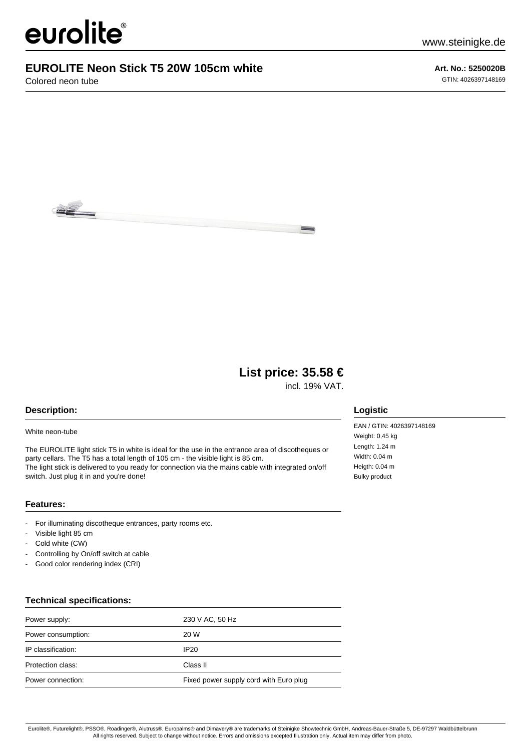eurolite®

www.steinigke.de

# EUROLITE Neon Stick T5 20W 105cm white

Colored neon tube

**Art. No.: 5250020B**

GTIN: 4026397148169

## List price: 35.58 €

incl. 19% VAT.

### Description:

White neon-tube

The EUROLITE light stick T5 in white is ideal for the use in the entrance area of discotheques or party cellars. The T5 has a total length of 105 cm - the visible light is 85 cm.
The light stick is delivered to you ready for connection via the mains cable with integrated on/off switch. Just plug it in and you're done!

### Features:

- For illuminating discotheque entrances, party rooms etc.
- Visible light 85 cm
- Cold white (CW)
- Controlling by On/off switch at cable
- Good color rendering index (CRI)

### Technical specifications:

| | |
|---|---|
| Power supply: | 230 V AC, 50 Hz |
| Power consumption: | 20 W |
| IP classification: | IP20 |
| Protection class: | Class II |
| Power connection: | Fixed power supply cord with Euro plug |

### Logistic

EAN / GTIN: 4026397148169
Weight: 0,45 kg
Length: 1.24 m
Width: 0.04 m
Heigth: 0.04 m
Bulky product

Eurolite®, Futurelight®, PSSO®, Roadinger®, Alutruss®, Europalms® and Dimavery® are trademarks of Steinigke Showtechnic GmbH, Andreas-Bauer-Straße 5, DE-97297 Waldbüttelbrunn
All rights reserved. Subject to change without notice. Errors and omissions excepted.Illustration only. Actual item may differ from photo.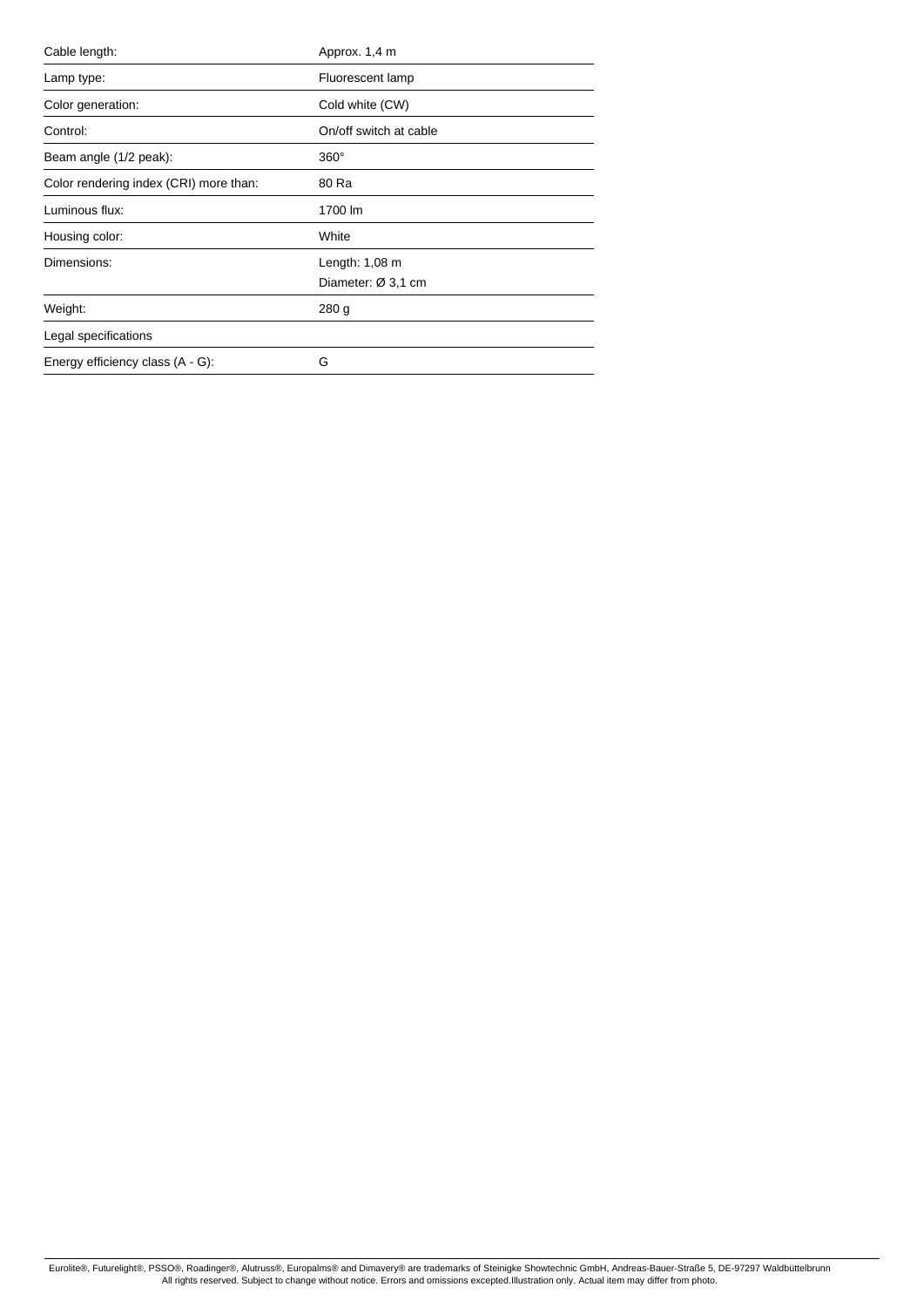| | |
|---|---|
| Cable length: | Approx. 1,4 m |
| Lamp type: | Fluorescent lamp |
| Color generation: | Cold white (CW) |
| Control: | On/off switch at cable |
| Beam angle (1/2 peak): | 360° |
| Color rendering index (CRI) more than: | 80 Ra |
| Luminous flux: | 1700 lm |
| Housing color: | White |
| Dimensions: | Length: 1,08 m<br>Diameter: Ø 3,1 cm |
| Weight: | 280 g |
| Legal specifications | |
| Energy efficiency class (A - G): | G |

Eurolite®, Futurelight®, PSSO®, Roadinger®, Alutruss®, Europalms® and Dimavery® are trademarks of Steinigke Showtechnic GmbH, Andreas-Bauer-Straße 5, DE-97297 Waldbüttelbrunn
All rights reserved. Subject to change without notice. Errors and omissions excepted.Illustration only. Actual item may differ from photo.